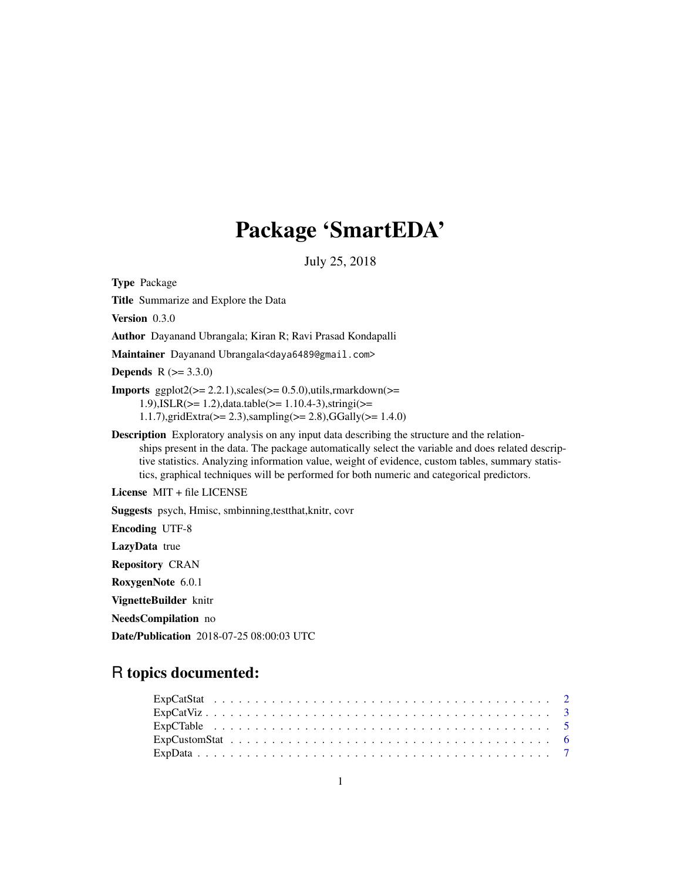# Package 'SmartEDA'

July 25, 2018

**Type** Package

**Title** Summarize and Explore the Data

**Version** 0.3.0

**Author** Dayanand Ubrangala; Kiran R; Ravi Prasad Kondapalli

**Maintainer** Dayanand Ubrangala<daya6489@gmail.com>

**Depends** R (>= 3.3.0)

**Imports** ggplot2(>= 2.2.1),scales(>= 0.5.0),utils,rmarkdown(>= 1.9),ISLR(>= 1.2),data.table(>= 1.10.4-3),stringi(>= 1.1.7),gridExtra(>= 2.3),sampling(>= 2.8),GGally(>= 1.4.0)

**Description** Exploratory analysis on any input data describing the structure and the relationships present in the data. The package automatically select the variable and does related descriptive statistics. Analyzing information value, weight of evidence, custom tables, summary statistics, graphical techniques will be performed for both numeric and categorical predictors.

**License** MIT + file LICENSE

**Suggests** psych, Hmisc, smbinning,testthat,knitr, covr

**Encoding** UTF-8

**LazyData** true

**Repository** CRAN

**RoxygenNote** 6.0.1

**VignetteBuilder** knitr

**NeedsCompilation** no

**Date/Publication** 2018-07-25 08:00:03 UTC

## R topics documented:

- ExpCatStat . . . . . . . . . . . . . . . . . . . . . . . . . . . . . . . . . . . . . . . 2
- ExpCatViz . . . . . . . . . . . . . . . . . . . . . . . . . . . . . . . . . . . . . . . 3
- ExpCTable . . . . . . . . . . . . . . . . . . . . . . . . . . . . . . . . . . . . . . . 5
- ExpCustomStat . . . . . . . . . . . . . . . . . . . . . . . . . . . . . . . . . . . . . 6
- ExpData . . . . . . . . . . . . . . . . . . . . . . . . . . . . . . . . . . . . . . . . 7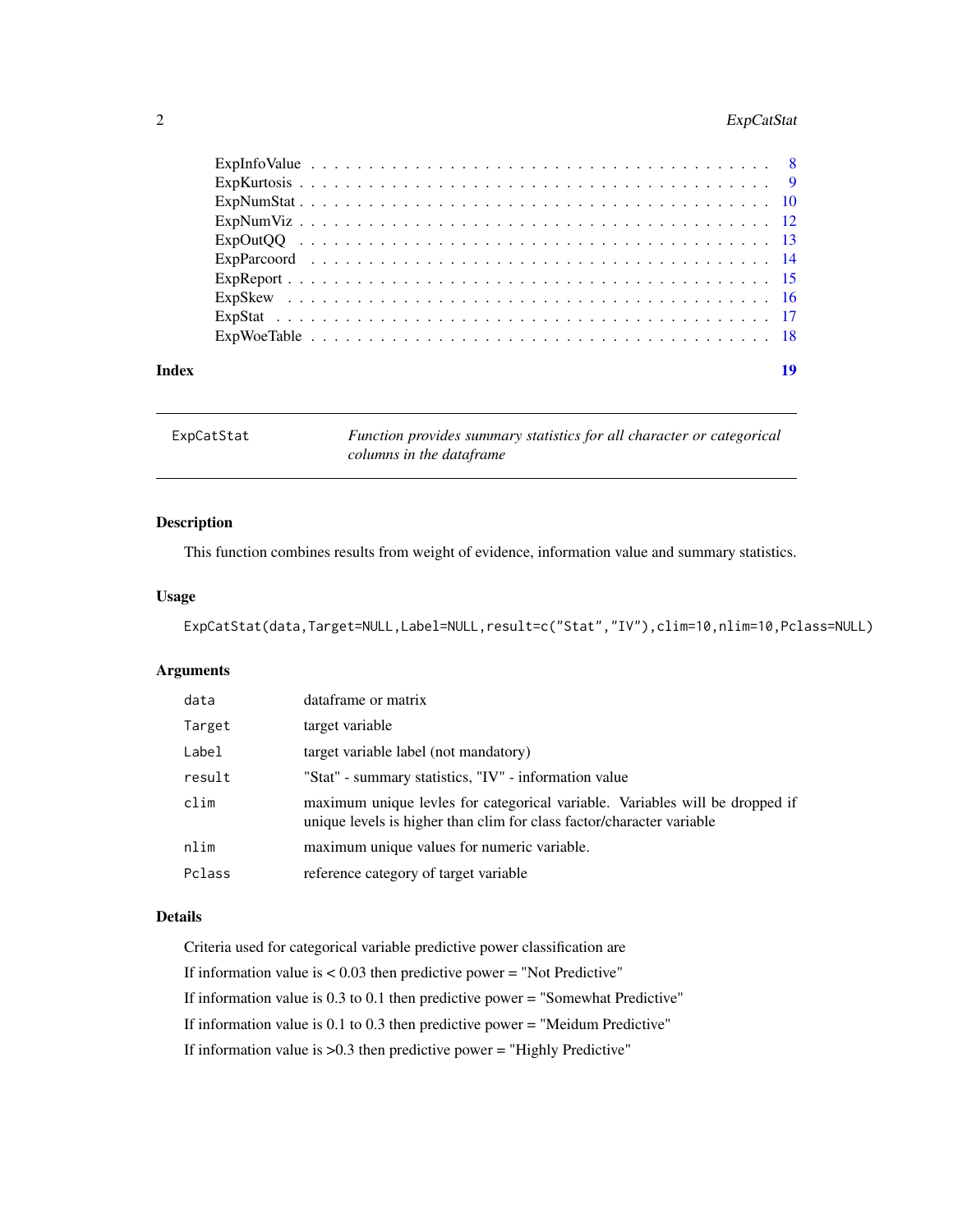ExpInfoValue . . . . . . . . . . . . . . . . . . . . . . . . . . . . . . . . . . . . . . 8
ExpKurtosis . . . . . . . . . . . . . . . . . . . . . . . . . . . . . . . . . . . . . . 9
ExpNumStat . . . . . . . . . . . . . . . . . . . . . . . . . . . . . . . . . . . . . . 10
ExpNumViz . . . . . . . . . . . . . . . . . . . . . . . . . . . . . . . . . . . . . . 12
ExpOutQQ . . . . . . . . . . . . . . . . . . . . . . . . . . . . . . . . . . . . . . 13
ExpParcoord . . . . . . . . . . . . . . . . . . . . . . . . . . . . . . . . . . . . . . 14
ExpReport . . . . . . . . . . . . . . . . . . . . . . . . . . . . . . . . . . . . . . 15
ExpSkew . . . . . . . . . . . . . . . . . . . . . . . . . . . . . . . . . . . . . . 16
ExpStat . . . . . . . . . . . . . . . . . . . . . . . . . . . . . . . . . . . . . . 17
ExpWoeTable . . . . . . . . . . . . . . . . . . . . . . . . . . . . . . . . . . . . . . 18

**Index** **19**

---

## ExpCatStat — *Function provides summary statistics for all character or categorical columns in the dataframe*

---

### Description

This function combines results from weight of evidence, information value and summary statistics.

### Usage

```
ExpCatStat(data,Target=NULL,Label=NULL,result=c("Stat","IV"),clim=10,nlim=10,Pclass=NULL)
```

### Arguments

| | |
|---|---|
| `data` | dataframe or matrix |
| `Target` | target variable |
| `Label` | target variable label (not mandatory) |
| `result` | "Stat" - summary statistics, "IV" - information value |
| `clim` | maximum unique levles for categorical variable. Variables will be dropped if unique levels is higher than clim for class factor/character variable |
| `nlim` | maximum unique values for numeric variable. |
| `Pclass` | reference category of target variable |

### Details

Criteria used for categorical variable predictive power classification are

If information value is < 0.03 then predictive power = "Not Predictive"

If information value is 0.3 to 0.1 then predictive power = "Somewhat Predictive"

If information value is 0.1 to 0.3 then predictive power = "Meidum Predictive"

If information value is >0.3 then predictive power = "Highly Predictive"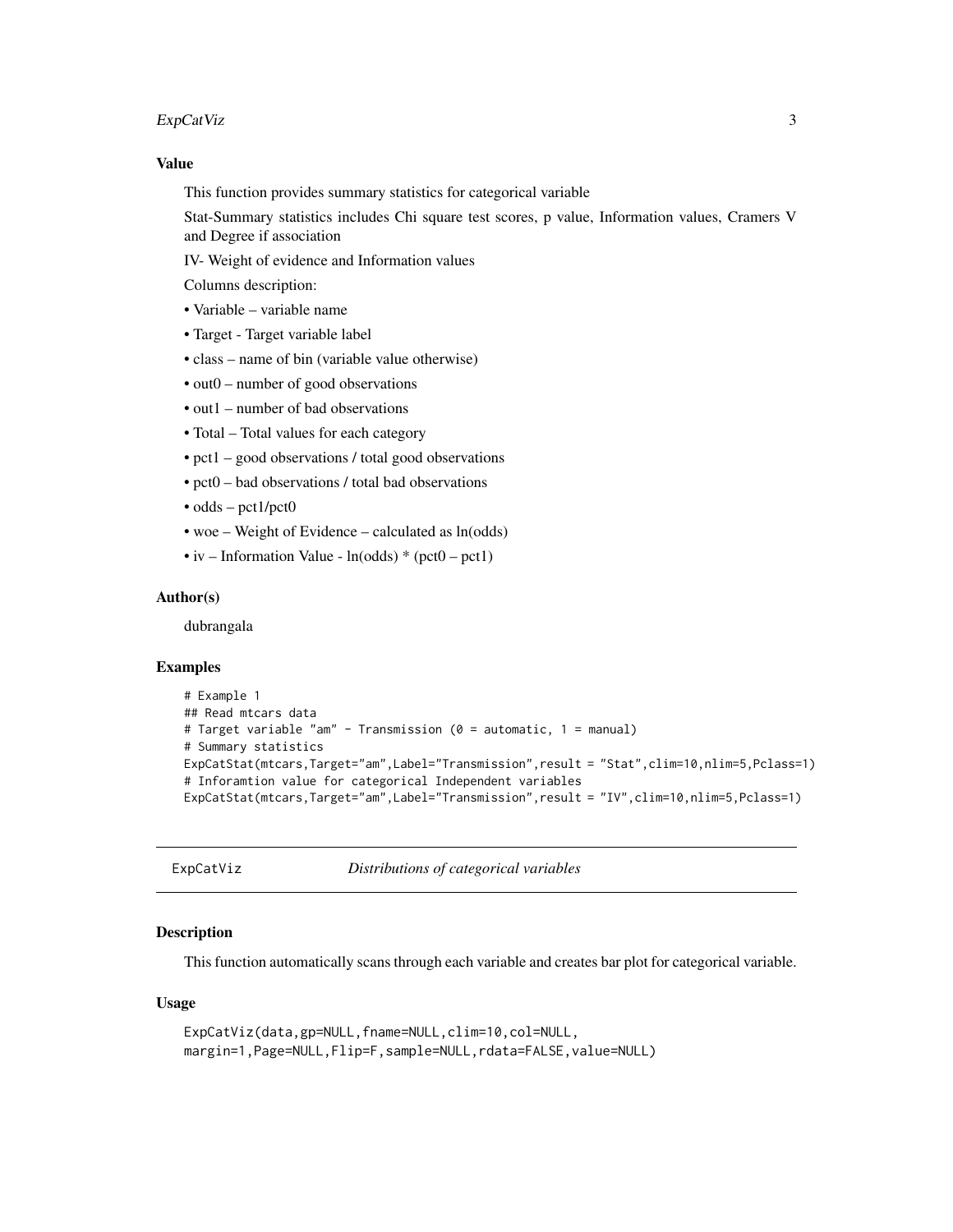### Value

This function provides summary statistics for categorical variable

Stat-Summary statistics includes Chi square test scores, p value, Information values, Cramers V and Degree if association

IV- Weight of evidence and Information values

Columns description:

- Variable – variable name
- Target - Target variable label
- class – name of bin (variable value otherwise)
- out0 – number of good observations
- out1 – number of bad observations
- Total – Total values for each category
- pct1 – good observations / total good observations
- pct0 – bad observations / total bad observations
- odds – pct1/pct0
- woe – Weight of Evidence – calculated as ln(odds)
- iv – Information Value - ln(odds) * (pct0 – pct1)

### Author(s)

dubrangala

### Examples

```
# Example 1
## Read mtcars data
# Target variable "am" - Transmission (0 = automatic, 1 = manual)
# Summary statistics
ExpCatStat(mtcars,Target="am",Label="Transmission",result = "Stat",clim=10,nlim=5,Pclass=1)
# Inforamtion value for categorical Independent variables
ExpCatStat(mtcars,Target="am",Label="Transmission",result = "IV",clim=10,nlim=5,Pclass=1)
```

## ExpCatViz — *Distributions of categorical variables*

### Description

This function automatically scans through each variable and creates bar plot for categorical variable.

### Usage

```
ExpCatViz(data,gp=NULL,fname=NULL,clim=10,col=NULL,
margin=1,Page=NULL,Flip=F,sample=NULL,rdata=FALSE,value=NULL)
```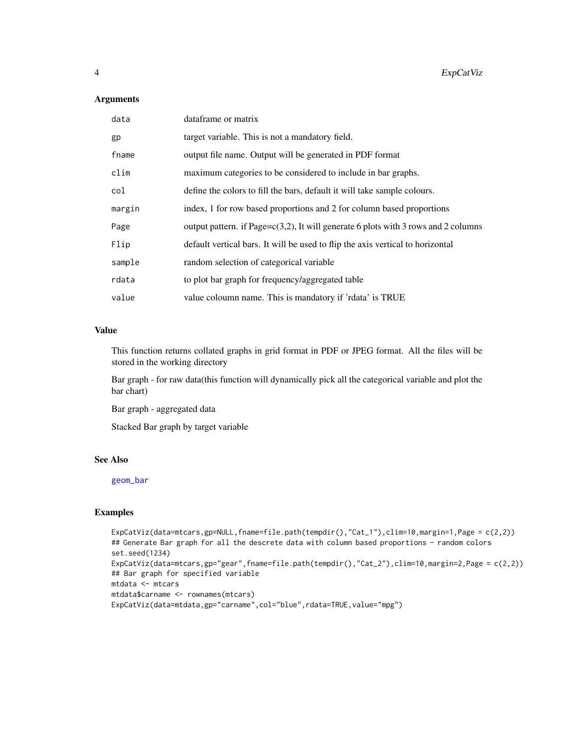### Arguments

| | |
|---|---|
| `data` | dataframe or matrix |
| `gp` | target variable. This is not a mandatory field. |
| `fname` | output file name. Output will be generated in PDF format |
| `clim` | maximum categories to be considered to include in bar graphs. |
| `col` | define the colors to fill the bars, default it will take sample colours. |
| `margin` | index, 1 for row based proportions and 2 for column based proportions |
| `Page` | output pattern. if Page=c(3,2), It will generate 6 plots with 3 rows and 2 columns |
| `Flip` | default vertical bars. It will be used to flip the axis vertical to horizontal |
| `sample` | random selection of categorical variable |
| `rdata` | to plot bar graph for frequency/aggregated table |
| `value` | value coloumn name. This is mandatory if 'rdata' is TRUE |

### Value

This function returns collated graphs in grid format in PDF or JPEG format. All the files will be stored in the working directory

Bar graph - for raw data(this function will dynamically pick all the categorical variable and plot the bar chart)

Bar graph - aggregated data

Stacked Bar graph by target variable

### See Also

geom_bar

### Examples

```
ExpCatViz(data=mtcars,gp=NULL,fname=file.path(tempdir(),"Cat_1"),clim=10,margin=1,Page = c(2,2))
## Generate Bar graph for all the descrete data with column based proportions - random colors
set.seed(1234)
ExpCatViz(data=mtcars,gp="gear",fname=file.path(tempdir(),"Cat_2"),clim=10,margin=2,Page = c(2,2))
## Bar graph for specified variable
mtdata <- mtcars
mtdata$carname <- rownames(mtcars)
ExpCatViz(data=mtdata,gp="carname",col="blue",rdata=TRUE,value="mpg")
```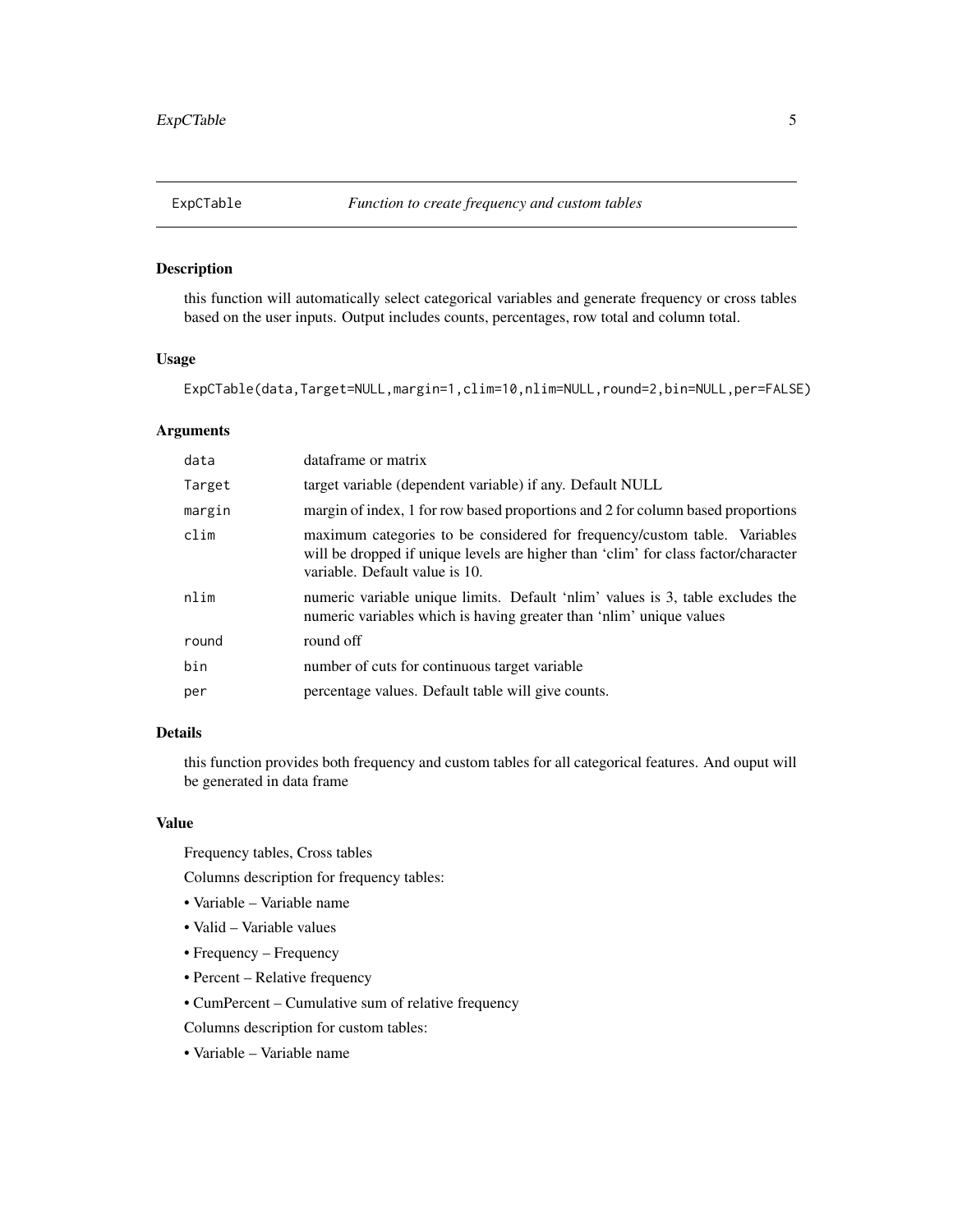# ExpCTable *Function to create frequency and custom tables*

## Description

this function will automatically select categorical variables and generate frequency or cross tables based on the user inputs. Output includes counts, percentages, row total and column total.

## Usage

```
ExpCTable(data,Target=NULL,margin=1,clim=10,nlim=NULL,round=2,bin=NULL,per=FALSE)
```

## Arguments

| | |
|---|---|
| data | dataframe or matrix |
| Target | target variable (dependent variable) if any. Default NULL |
| margin | margin of index, 1 for row based proportions and 2 for column based proportions |
| clim | maximum categories to be considered for frequency/custom table. Variables will be dropped if unique levels are higher than 'clim' for class factor/character variable. Default value is 10. |
| nlim | numeric variable unique limits. Default 'nlim' values is 3, table excludes the numeric variables which is having greater than 'nlim' unique values |
| round | round off |
| bin | number of cuts for continuous target variable |
| per | percentage values. Default table will give counts. |

## Details

this function provides both frequency and custom tables for all categorical features. And ouput will be generated in data frame

## Value

Frequency tables, Cross tables

Columns description for frequency tables:

- Variable – Variable name
- Valid – Variable values
- Frequency – Frequency
- Percent – Relative frequency
- CumPercent – Cumulative sum of relative frequency

Columns description for custom tables:

- Variable – Variable name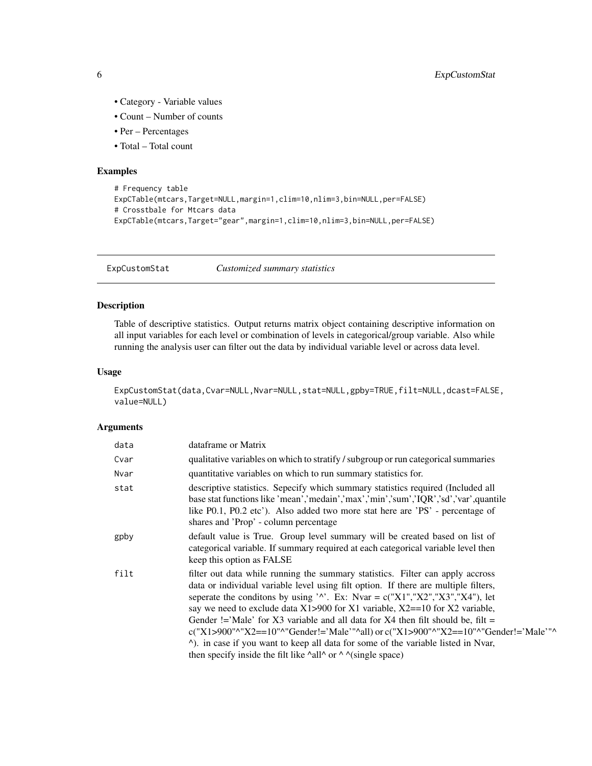- Category - Variable values
- Count – Number of counts
- Per – Percentages
- Total – Total count

### Examples

```
# Frequency table
ExpCTable(mtcars,Target=NULL,margin=1,clim=10,nlim=3,bin=NULL,per=FALSE)
# Crosstbale for Mtcars data
ExpCTable(mtcars,Target="gear",margin=1,clim=10,nlim=3,bin=NULL,per=FALSE)
```

---

## ExpCustomStat *Customized summary statistics*

---

### Description

Table of descriptive statistics. Output returns matrix object containing descriptive information on all input variables for each level or combination of levels in categorical/group variable. Also while running the analysis user can filter out the data by individual variable level or across data level.

### Usage

```
ExpCustomStat(data,Cvar=NULL,Nvar=NULL,stat=NULL,gpby=TRUE,filt=NULL,dcast=FALSE,
value=NULL)
```

### Arguments

| | |
|---|---|
| data | dataframe or Matrix |
| Cvar | qualitative variables on which to stratify / subgroup or run categorical summaries |
| Nvar | quantitative variables on which to run summary statistics for. |
| stat | descriptive statistics. Sepecify which summary statistics required (Included all base stat functions like 'mean','medain','max','min','sum','IQR','sd','var',quantile like P0.1, P0.2 etc'). Also added two more stat here are 'PS' - percentage of shares and 'Prop' - column percentage |
| gpby | default value is True. Group level summary will be created based on list of categorical variable. If summary required at each categorical variable level then keep this option as FALSE |
| filt | filter out data while running the summary statistics. Filter can apply accross data or individual variable level using filt option. If there are multiple filters, seperate the conditons by using '^'. Ex: Nvar = c("X1","X2","X3","X4"), let say we need to exclude data X1>900 for X1 variable, X2==10 for X2 variable, Gender !='Male' for X3 variable and all data for X4 then filt should be, filt = c("X1>900"^"X2==10"^"Gender!='Male'"^all) or c("X1>900"^"X2==10"^"Gender!='Male'"^ ^). in case if you want to keep all data for some of the variable listed in Nvar, then specify inside the filt like ^all^ or ^ ^(single space) |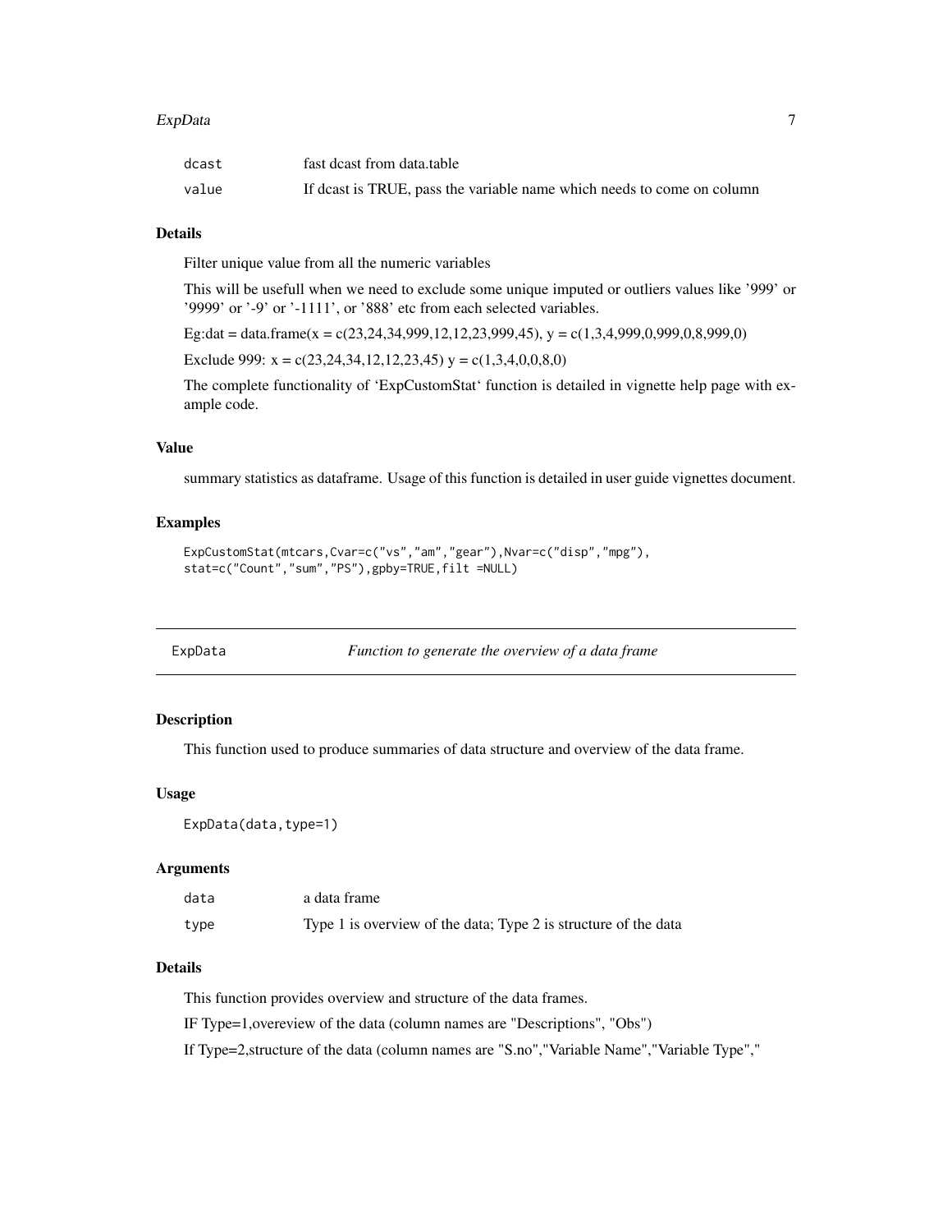| | |
|---|---|
| dcast | fast dcast from data.table |
| value | If dcast is TRUE, pass the variable name which needs to come on column |

### Details

Filter unique value from all the numeric variables

This will be usefull when we need to exclude some unique imputed or outliers values like '999' or '9999' or '-9' or '-1111', or '888' etc from each selected variables.

Eg:dat = data.frame(x = c(23,24,34,999,12,12,23,999,45), y = c(1,3,4,999,0,999,0,8,999,0)

Exclude 999: x = c(23,24,34,12,12,23,45) y = c(1,3,4,0,0,8,0)

The complete functionality of 'ExpCustomStat' function is detailed in vignette help page with example code.

### Value

summary statistics as dataframe. Usage of this function is detailed in user guide vignettes document.

### Examples

```
ExpCustomStat(mtcars,Cvar=c("vs","am","gear"),Nvar=c("disp","mpg"),
stat=c("Count","sum","PS"),gpby=TRUE,filt =NULL)
```

---

## ExpData — *Function to generate the overview of a data frame*

### Description

This function used to produce summaries of data structure and overview of the data frame.

### Usage

```
ExpData(data,type=1)
```

### Arguments

| | |
|---|---|
| data | a data frame |
| type | Type 1 is overview of the data; Type 2 is structure of the data |

### Details

This function provides overview and structure of the data frames.

IF Type=1,overeview of the data (column names are "Descriptions", "Obs")

If Type=2,structure of the data (column names are "S.no","Variable Name","Variable Type","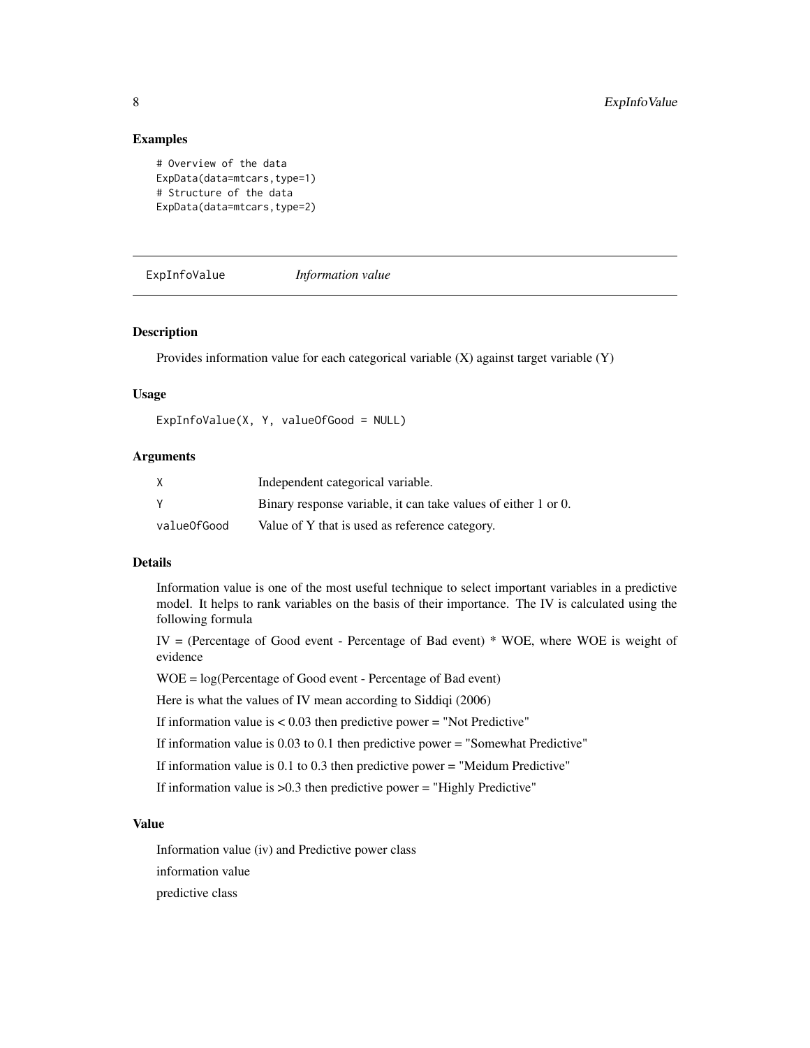### Examples

```
# Overview of the data
ExpData(data=mtcars,type=1)
# Structure of the data
ExpData(data=mtcars,type=2)
```

---

## ExpInfoValue — *Information value*

---

### Description

Provides information value for each categorical variable (X) against target variable (Y)

### Usage

```
ExpInfoValue(X, Y, valueOfGood = NULL)
```

### Arguments

| | |
|---|---|
| X | Independent categorical variable. |
| Y | Binary response variable, it can take values of either 1 or 0. |
| valueOfGood | Value of Y that is used as reference category. |

### Details

Information value is one of the most useful technique to select important variables in a predictive model. It helps to rank variables on the basis of their importance. The IV is calculated using the following formula

IV = (Percentage of Good event - Percentage of Bad event) * WOE, where WOE is weight of evidence

WOE = log(Percentage of Good event - Percentage of Bad event)

Here is what the values of IV mean according to Siddiqi (2006)

If information value is < 0.03 then predictive power = "Not Predictive"

If information value is 0.03 to 0.1 then predictive power = "Somewhat Predictive"

If information value is 0.1 to 0.3 then predictive power = "Meidum Predictive"

If information value is >0.3 then predictive power = "Highly Predictive"

### Value

Information value (iv) and Predictive power class

information value

predictive class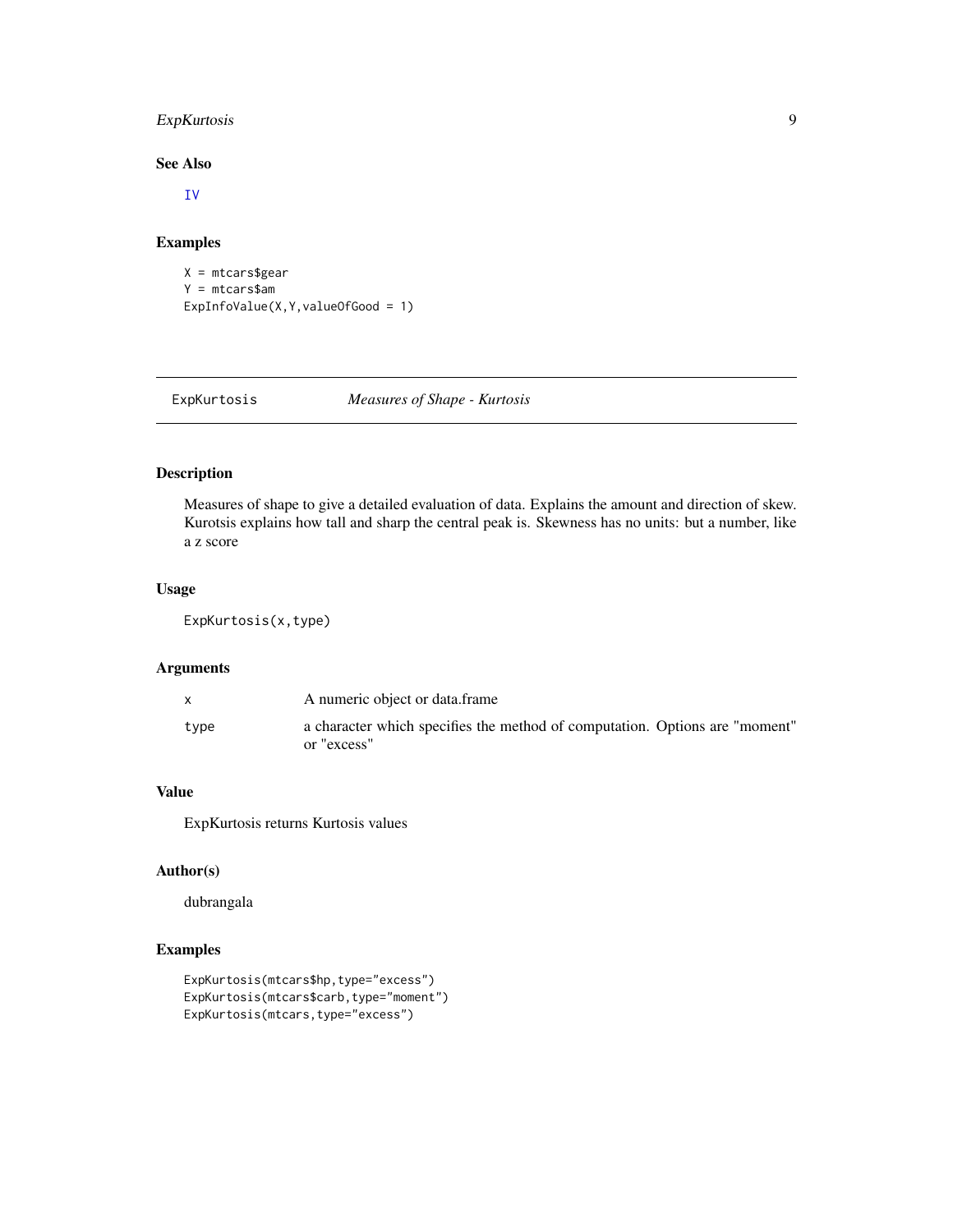### See Also

IV

### Examples

```
X = mtcars$gear
Y = mtcars$am
ExpInfoValue(X,Y,valueOfGood = 1)
```

---

## ExpKurtosis *Measures of Shape - Kurtosis*

---

### Description

Measures of shape to give a detailed evaluation of data. Explains the amount and direction of skew. Kurotsis explains how tall and sharp the central peak is. Skewness has no units: but a number, like a z score

### Usage

```
ExpKurtosis(x,type)
```

### Arguments

| | |
|---|---|
| x | A numeric object or data.frame |
| type | a character which specifies the method of computation. Options are "moment" or "excess" |

### Value

ExpKurtosis returns Kurtosis values

### Author(s)

dubrangala

### Examples

```
ExpKurtosis(mtcars$hp,type="excess")
ExpKurtosis(mtcars$carb,type="moment")
ExpKurtosis(mtcars,type="excess")
```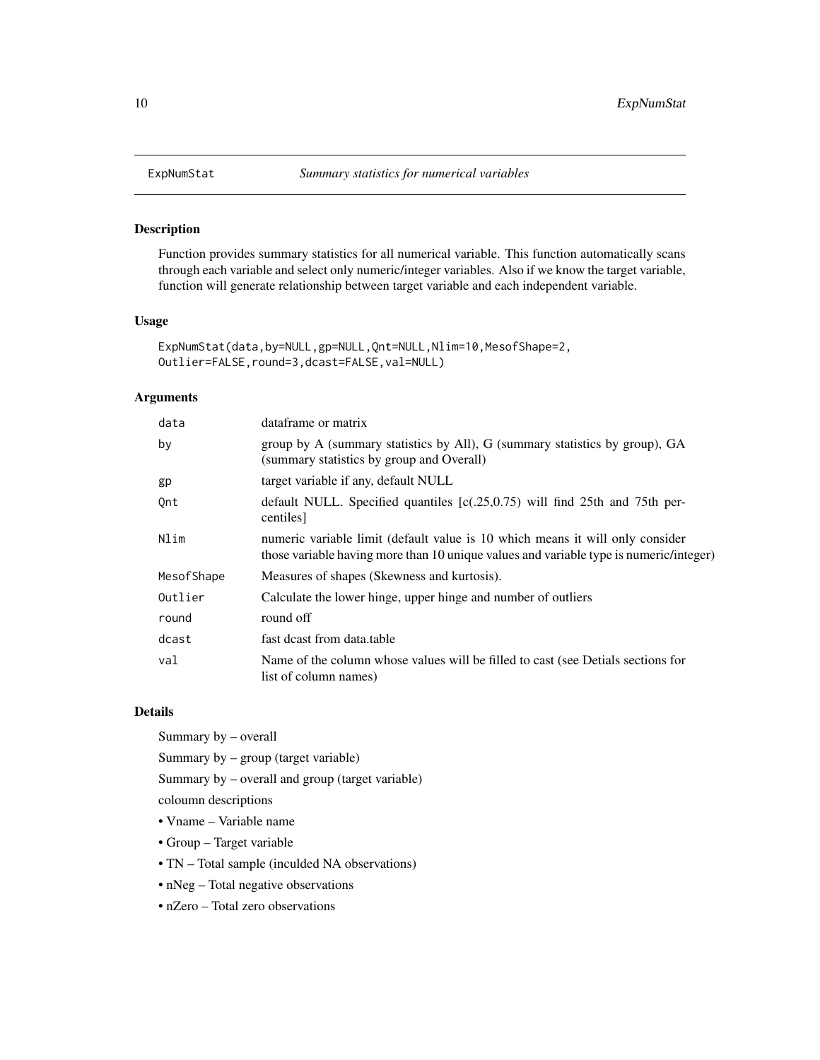## ExpNumStat *Summary statistics for numerical variables*

### Description

Function provides summary statistics for all numerical variable. This function automatically scans through each variable and select only numeric/integer variables. Also if we know the target variable, function will generate relationship between target variable and each independent variable.

### Usage

```
ExpNumStat(data,by=NULL,gp=NULL,Qnt=NULL,Nlim=10,MesofShape=2,
Outlier=FALSE,round=3,dcast=FALSE,val=NULL)
```

### Arguments

| | |
|---|---|
| data | dataframe or matrix |
| by | group by A (summary statistics by All), G (summary statistics by group), GA (summary statistics by group and Overall) |
| gp | target variable if any, default NULL |
| Qnt | default NULL. Specified quantiles [c(.25,0.75) will find 25th and 75th percentiles] |
| Nlim | numeric variable limit (default value is 10 which means it will only consider those variable having more than 10 unique values and variable type is numeric/integer) |
| MesofShape | Measures of shapes (Skewness and kurtosis). |
| Outlier | Calculate the lower hinge, upper hinge and number of outliers |
| round | round off |
| dcast | fast dcast from data.table |
| val | Name of the column whose values will be filled to cast (see Detials sections for list of column names) |

### Details

Summary by – overall

Summary by – group (target variable)

Summary by – overall and group (target variable)

coloumn descriptions

- Vname – Variable name
- Group – Target variable
- TN – Total sample (inculded NA observations)
- nNeg – Total negative observations
- nZero – Total zero observations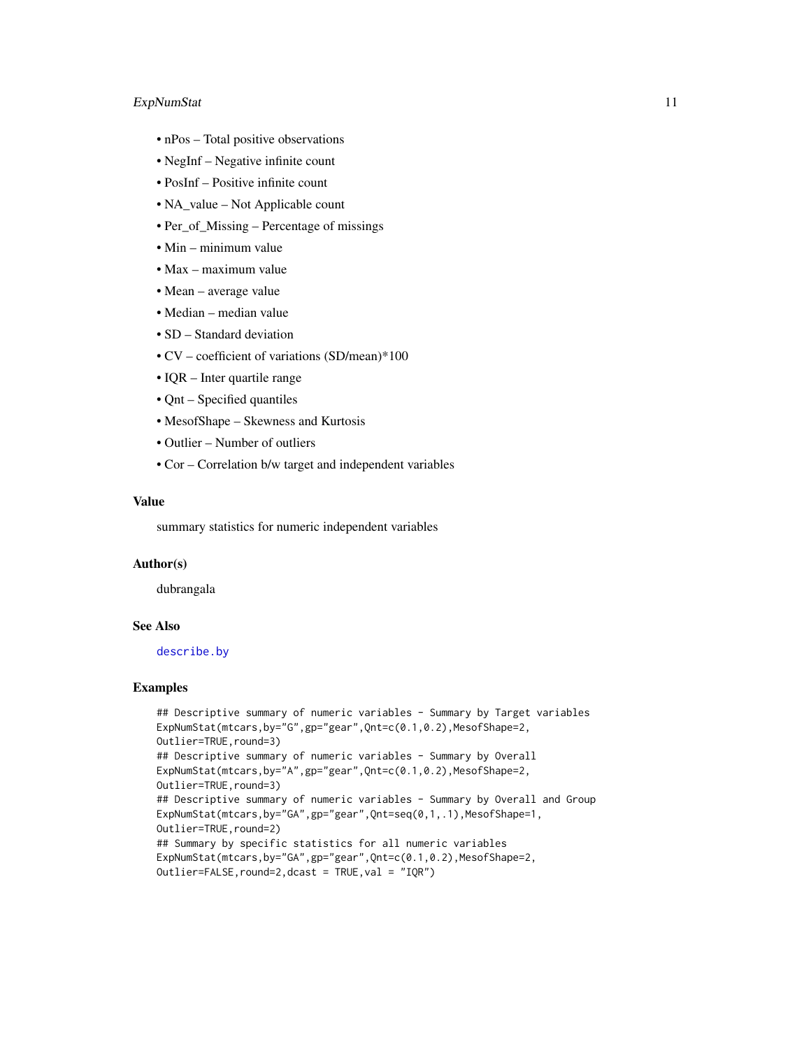- nPos – Total positive observations
- NegInf – Negative infinite count
- PosInf – Positive infinite count
- NA_value – Not Applicable count
- Per_of_Missing – Percentage of missings
- Min – minimum value
- Max – maximum value
- Mean – average value
- Median – median value
- SD – Standard deviation
- CV – coefficient of variations (SD/mean)*100
- IQR – Inter quartile range
- Qnt – Specified quantiles
- MesofShape – Skewness and Kurtosis
- Outlier – Number of outliers
- Cor – Correlation b/w target and independent variables

### Value

summary statistics for numeric independent variables

### Author(s)

dubrangala

### See Also

describe.by

### Examples

```
## Descriptive summary of numeric variables - Summary by Target variables
ExpNumStat(mtcars,by="G",gp="gear",Qnt=c(0.1,0.2),MesofShape=2,
Outlier=TRUE,round=3)
## Descriptive summary of numeric variables - Summary by Overall
ExpNumStat(mtcars,by="A",gp="gear",Qnt=c(0.1,0.2),MesofShape=2,
Outlier=TRUE,round=3)
## Descriptive summary of numeric variables - Summary by Overall and Group
ExpNumStat(mtcars,by="GA",gp="gear",Qnt=seq(0,1,.1),MesofShape=1,
Outlier=TRUE,round=2)
## Summary by specific statistics for all numeric variables
ExpNumStat(mtcars,by="GA",gp="gear",Qnt=c(0.1,0.2),MesofShape=2,
Outlier=FALSE,round=2,dcast = TRUE,val = "IQR")
```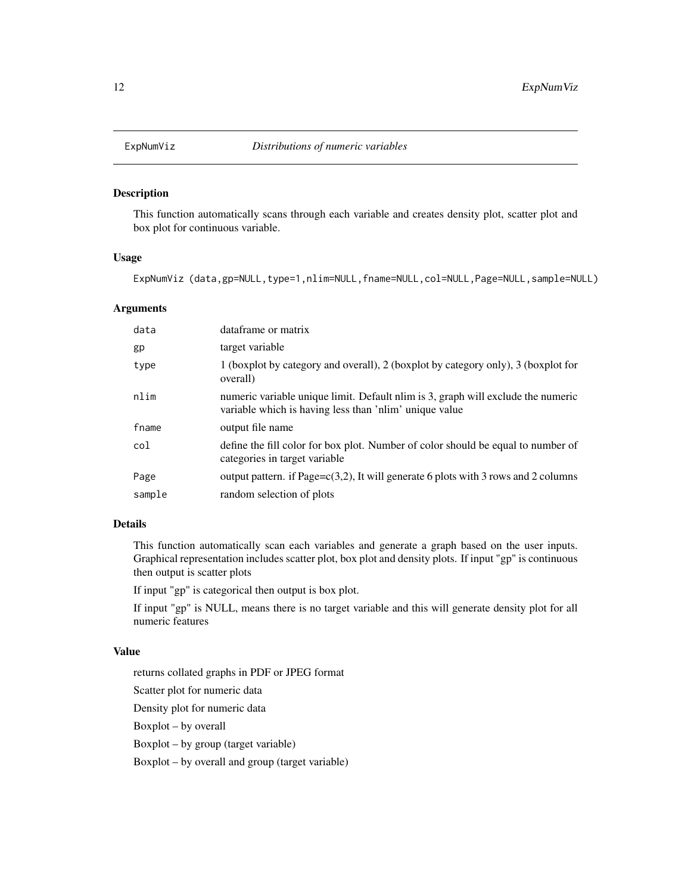# ExpNumViz — *Distributions of numeric variables*

## Description

This function automatically scans through each variable and creates density plot, scatter plot and box plot for continuous variable.

## Usage

```
ExpNumViz (data,gp=NULL,type=1,nlim=NULL,fname=NULL,col=NULL,Page=NULL,sample=NULL)
```

## Arguments

| | |
|---|---|
| `data` | dataframe or matrix |
| `gp` | target variable |
| `type` | 1 (boxplot by category and overall), 2 (boxplot by category only), 3 (boxplot for overall) |
| `nlim` | numeric variable unique limit. Default nlim is 3, graph will exclude the numeric variable which is having less than 'nlim' unique value |
| `fname` | output file name |
| `col` | define the fill color for box plot. Number of color should be equal to number of categories in target variable |
| `Page` | output pattern. if Page=c(3,2), It will generate 6 plots with 3 rows and 2 columns |
| `sample` | random selection of plots |

## Details

This function automatically scan each variables and generate a graph based on the user inputs. Graphical representation includes scatter plot, box plot and density plots. If input "gp" is continuous then output is scatter plots

If input "gp" is categorical then output is box plot.

If input "gp" is NULL, means there is no target variable and this will generate density plot for all numeric features

## Value

returns collated graphs in PDF or JPEG format

Scatter plot for numeric data

Density plot for numeric data

Boxplot – by overall

Boxplot – by group (target variable)

Boxplot – by overall and group (target variable)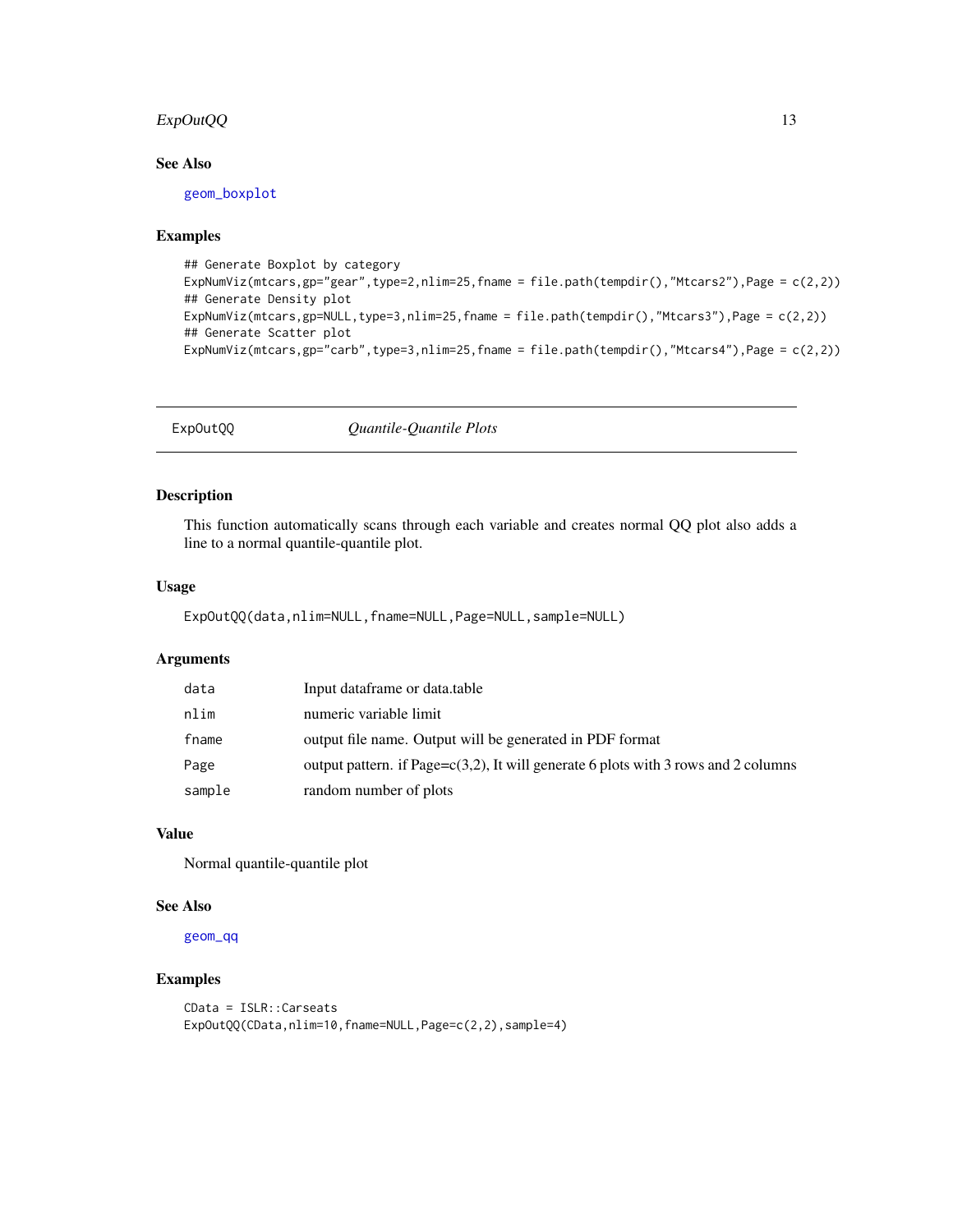## See Also

geom_boxplot

## Examples

```
## Generate Boxplot by category
ExpNumViz(mtcars,gp="gear",type=2,nlim=25,fname = file.path(tempdir(),"Mtcars2"),Page = c(2,2))
## Generate Density plot
ExpNumViz(mtcars,gp=NULL,type=3,nlim=25,fname = file.path(tempdir(),"Mtcars3"),Page = c(2,2))
## Generate Scatter plot
ExpNumViz(mtcars,gp="carb",type=3,nlim=25,fname = file.path(tempdir(),"Mtcars4"),Page = c(2,2))
```

---

# ExpOutQQ — *Quantile-Quantile Plots*

## Description

This function automatically scans through each variable and creates normal QQ plot also adds a line to a normal quantile-quantile plot.

## Usage

```
ExpOutQQ(data,nlim=NULL,fname=NULL,Page=NULL,sample=NULL)
```

## Arguments

| | |
|---|---|
| data | Input dataframe or data.table |
| nlim | numeric variable limit |
| fname | output file name. Output will be generated in PDF format |
| Page | output pattern. if Page=c(3,2), It will generate 6 plots with 3 rows and 2 columns |
| sample | random number of plots |

## Value

Normal quantile-quantile plot

## See Also

geom_qq

## Examples

```
CData = ISLR::Carseats
ExpOutQQ(CData,nlim=10,fname=NULL,Page=c(2,2),sample=4)
```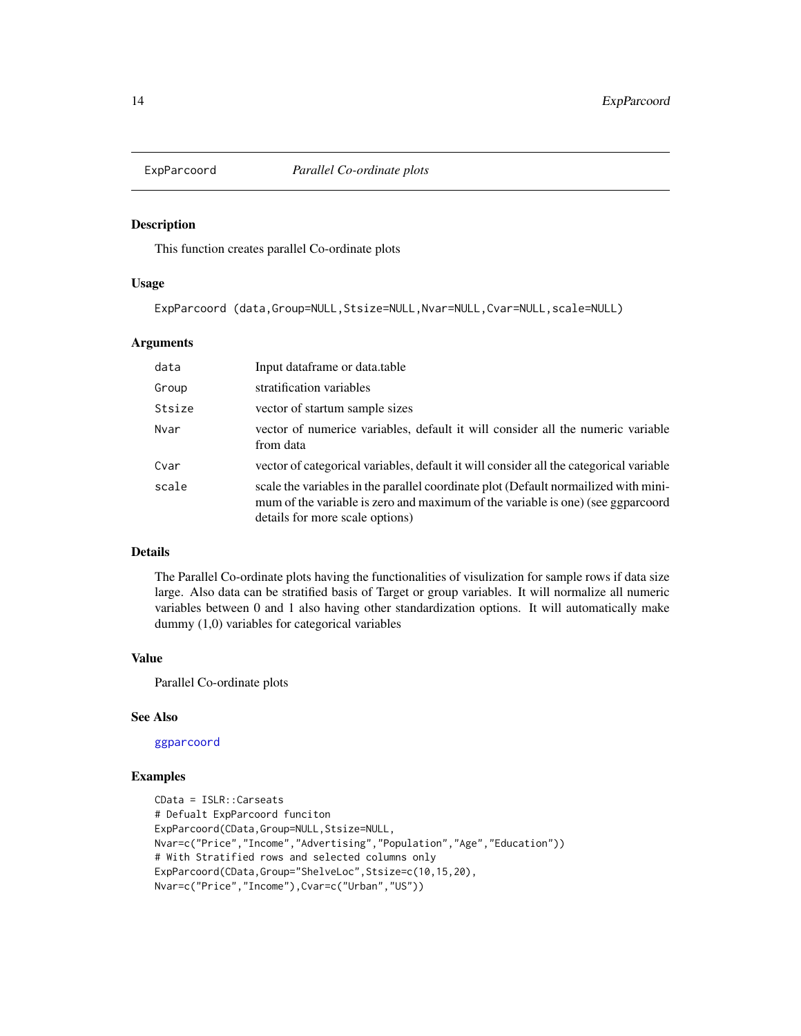## ExpParcoord — *Parallel Co-ordinate plots*

### Description

This function creates parallel Co-ordinate plots

### Usage

```
ExpParcoord (data,Group=NULL,Stsize=NULL,Nvar=NULL,Cvar=NULL,scale=NULL)
```

### Arguments

| | |
|---|---|
| data | Input dataframe or data.table |
| Group | stratification variables |
| Stsize | vector of startum sample sizes |
| Nvar | vector of numerice variables, default it will consider all the numeric variable from data |
| Cvar | vector of categorical variables, default it will consider all the categorical variable |
| scale | scale the variables in the parallel coordinate plot (Default normailized with minimum of the variable is zero and maximum of the variable is one) (see ggparcoord details for more scale options) |

### Details

The Parallel Co-ordinate plots having the functionalities of visulization for sample rows if data size large. Also data can be stratified basis of Target or group variables. It will normalize all numeric variables between 0 and 1 also having other standardization options. It will automatically make dummy (1,0) variables for categorical variables

### Value

Parallel Co-ordinate plots

### See Also

ggparcoord

### Examples

```
CData = ISLR::Carseats
# Defualt ExpParcoord funciton
ExpParcoord(CData,Group=NULL,Stsize=NULL,
Nvar=c("Price","Income","Advertising","Population","Age","Education"))
# With Stratified rows and selected columns only
ExpParcoord(CData,Group="ShelveLoc",Stsize=c(10,15,20),
Nvar=c("Price","Income"),Cvar=c("Urban","US"))
```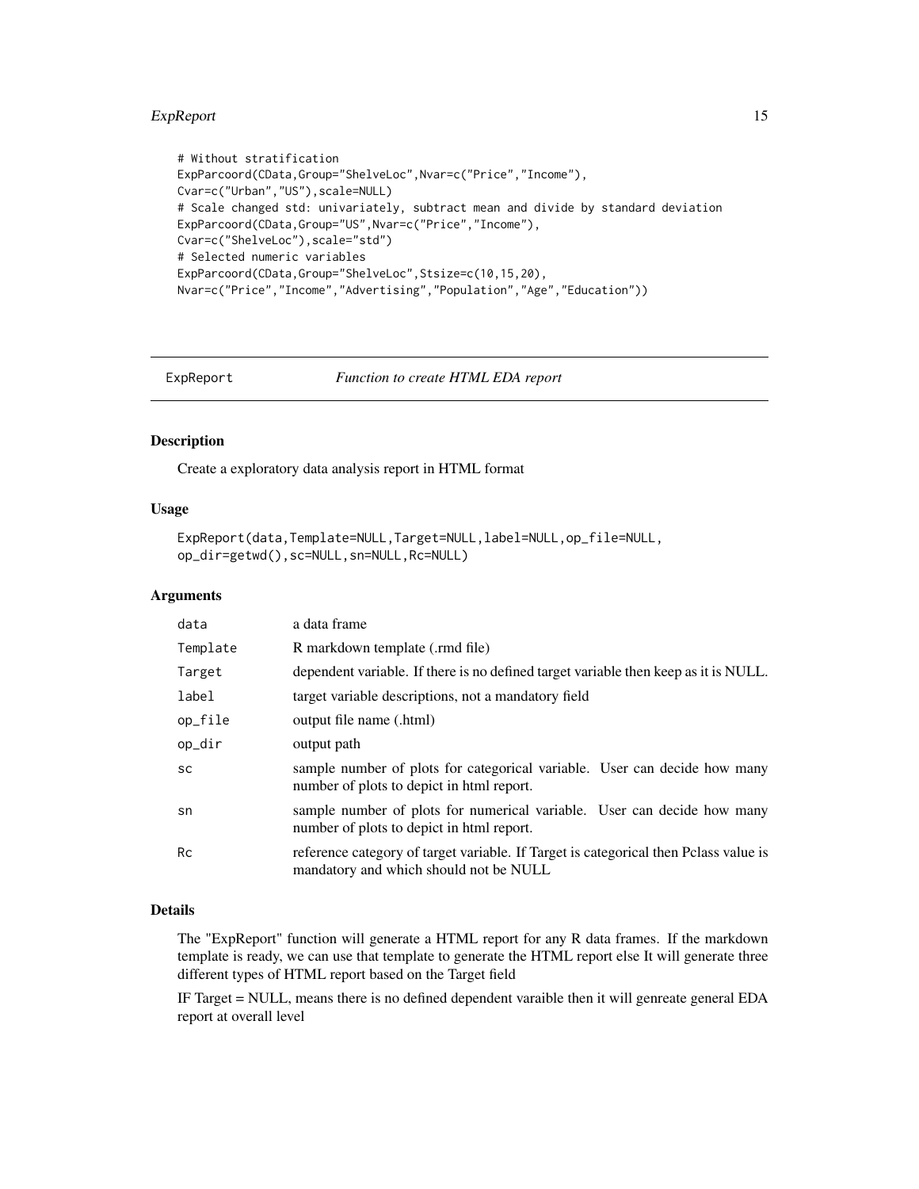```
# Without stratification
ExpParcoord(CData,Group="ShelveLoc",Nvar=c("Price","Income"),
Cvar=c("Urban","US"),scale=NULL)
# Scale changed std: univariately, subtract mean and divide by standard deviation
ExpParcoord(CData,Group="US",Nvar=c("Price","Income"),
Cvar=c("ShelveLoc"),scale="std")
# Selected numeric variables
ExpParcoord(CData,Group="ShelveLoc",Stsize=c(10,15,20),
Nvar=c("Price","Income","Advertising","Population","Age","Education"))
```

---

## ExpReport *Function to create HTML EDA report*

---

### Description

Create a exploratory data analysis report in HTML format

### Usage

```
ExpReport(data,Template=NULL,Target=NULL,label=NULL,op_file=NULL,
op_dir=getwd(),sc=NULL,sn=NULL,Rc=NULL)
```

### Arguments

| | |
|---|---|
| data | a data frame |
| Template | R markdown template (.rmd file) |
| Target | dependent variable. If there is no defined target variable then keep as it is NULL. |
| label | target variable descriptions, not a mandatory field |
| op_file | output file name (.html) |
| op_dir | output path |
| sc | sample number of plots for categorical variable. User can decide how many number of plots to depict in html report. |
| sn | sample number of plots for numerical variable. User can decide how many number of plots to depict in html report. |
| Rc | reference category of target variable. If Target is categorical then Pclass value is mandatory and which should not be NULL |

### Details

The "ExpReport" function will generate a HTML report for any R data frames. If the markdown template is ready, we can use that template to generate the HTML report else It will generate three different types of HTML report based on the Target field

IF Target = NULL, means there is no defined dependent varaible then it will genreate general EDA report at overall level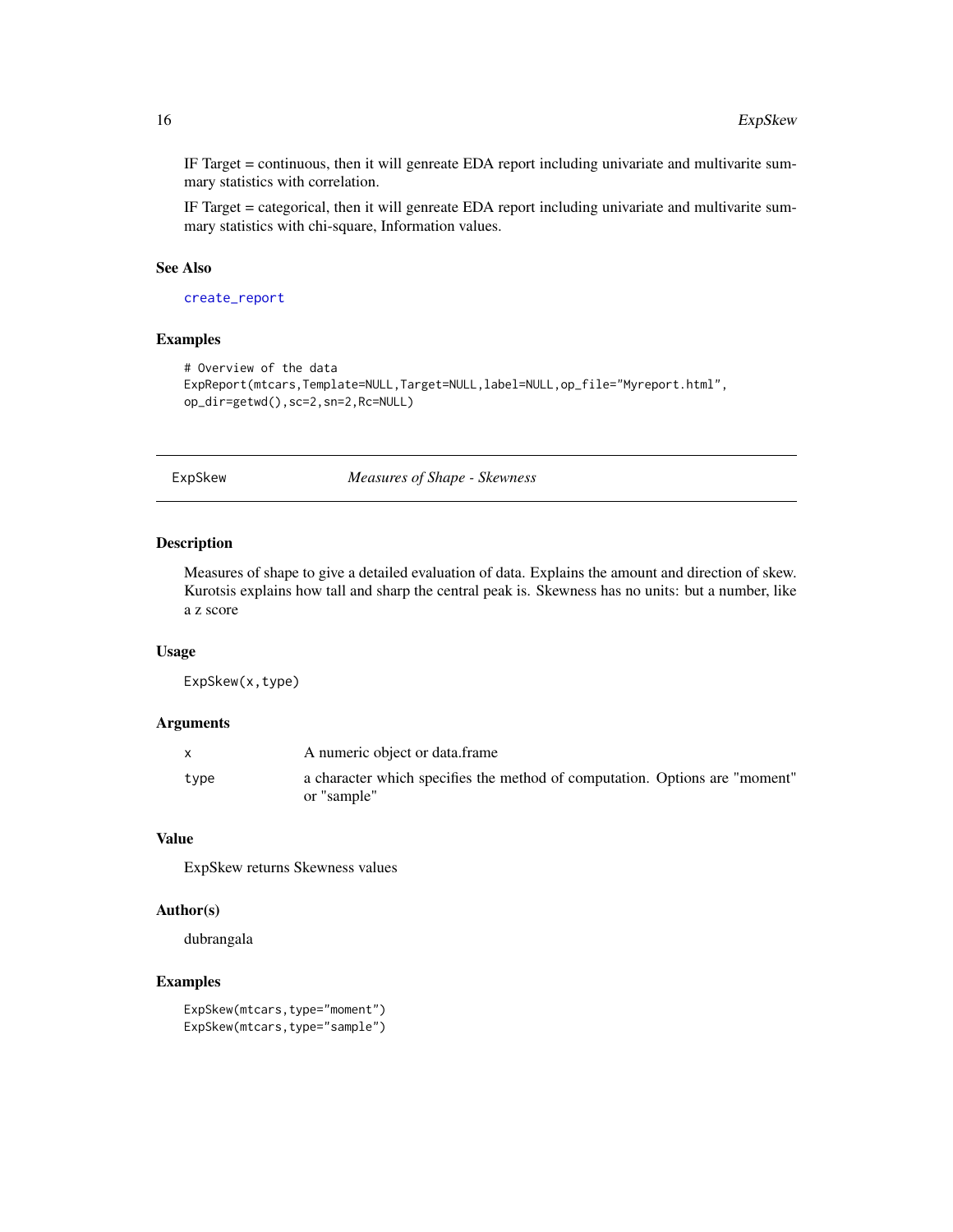IF Target = continuous, then it will genreate EDA report including univariate and multivarite summary statistics with correlation.

IF Target = categorical, then it will genreate EDA report including univariate and multivarite summary statistics with chi-square, Information values.

### See Also

create_report

### Examples

```
# Overview of the data
ExpReport(mtcars,Template=NULL,Target=NULL,label=NULL,op_file="Myreport.html",
op_dir=getwd(),sc=2,sn=2,Rc=NULL)
```

---

## ExpSkew — *Measures of Shape - Skewness*

---

### Description

Measures of shape to give a detailed evaluation of data. Explains the amount and direction of skew. Kurotsis explains how tall and sharp the central peak is. Skewness has no units: but a number, like a z score

### Usage

```
ExpSkew(x,type)
```

### Arguments

| | |
|---|---|
| x | A numeric object or data.frame |
| type | a character which specifies the method of computation. Options are "moment" or "sample" |

### Value

ExpSkew returns Skewness values

### Author(s)

dubrangala

### Examples

```
ExpSkew(mtcars,type="moment")
ExpSkew(mtcars,type="sample")
```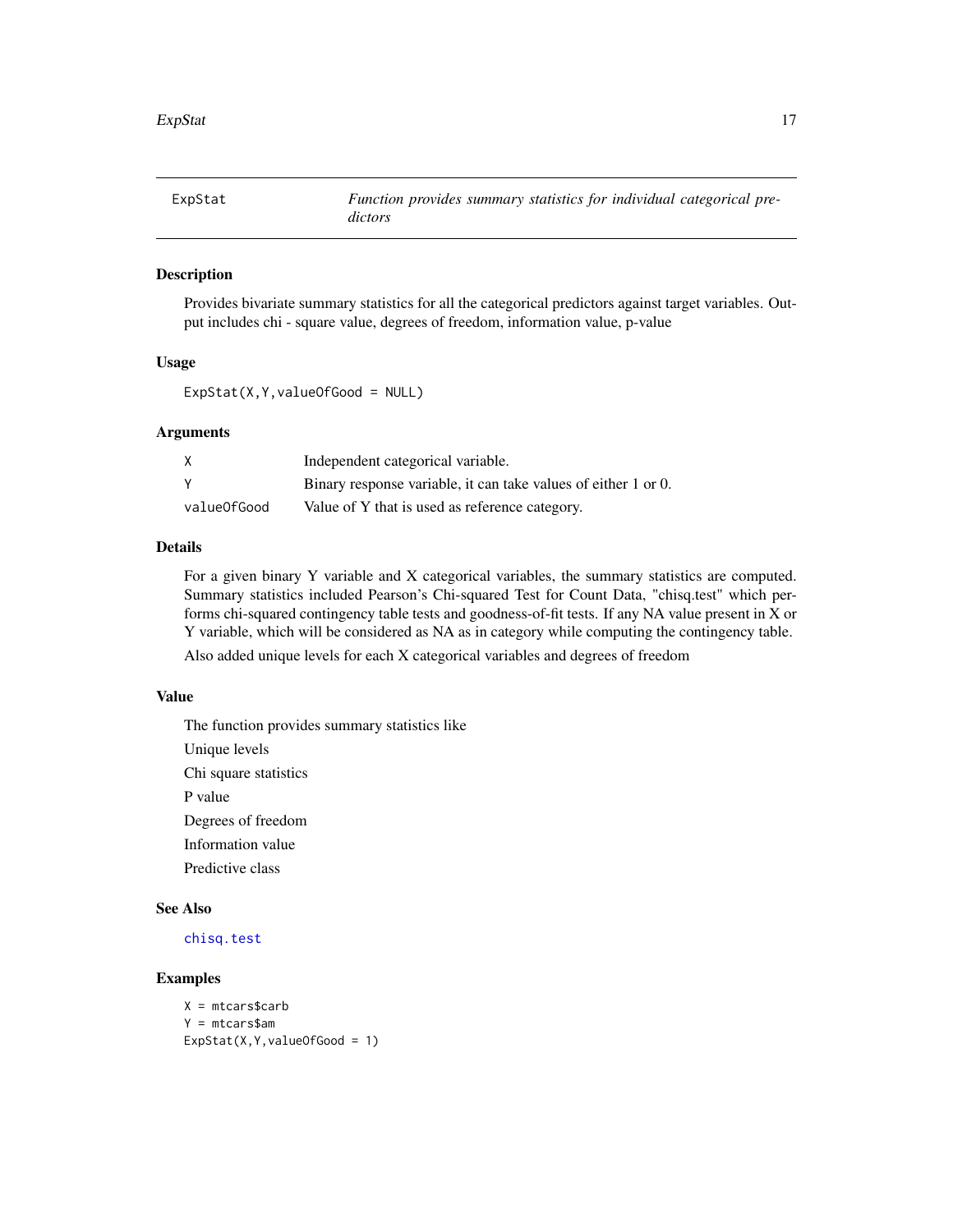| ExpStat | *Function provides summary statistics for individual categorical predictors* |
|---|---|

## Description

Provides bivariate summary statistics for all the categorical predictors against target variables. Output includes chi - square value, degrees of freedom, information value, p-value

## Usage

```
ExpStat(X,Y,valueOfGood = NULL)
```

## Arguments

| | |
|---|---|
| X | Independent categorical variable. |
| Y | Binary response variable, it can take values of either 1 or 0. |
| valueOfGood | Value of Y that is used as reference category. |

## Details

For a given binary Y variable and X categorical variables, the summary statistics are computed. Summary statistics included Pearson's Chi-squared Test for Count Data, "chisq.test" which performs chi-squared contingency table tests and goodness-of-fit tests. If any NA value present in X or Y variable, which will be considered as NA as in category while computing the contingency table.

Also added unique levels for each X categorical variables and degrees of freedom

## Value

The function provides summary statistics like

Unique levels

Chi square statistics

P value

Degrees of freedom

Information value

Predictive class

## See Also

`chisq.test`

## Examples

```
X = mtcars$carb
Y = mtcars$am
ExpStat(X,Y,valueOfGood = 1)
```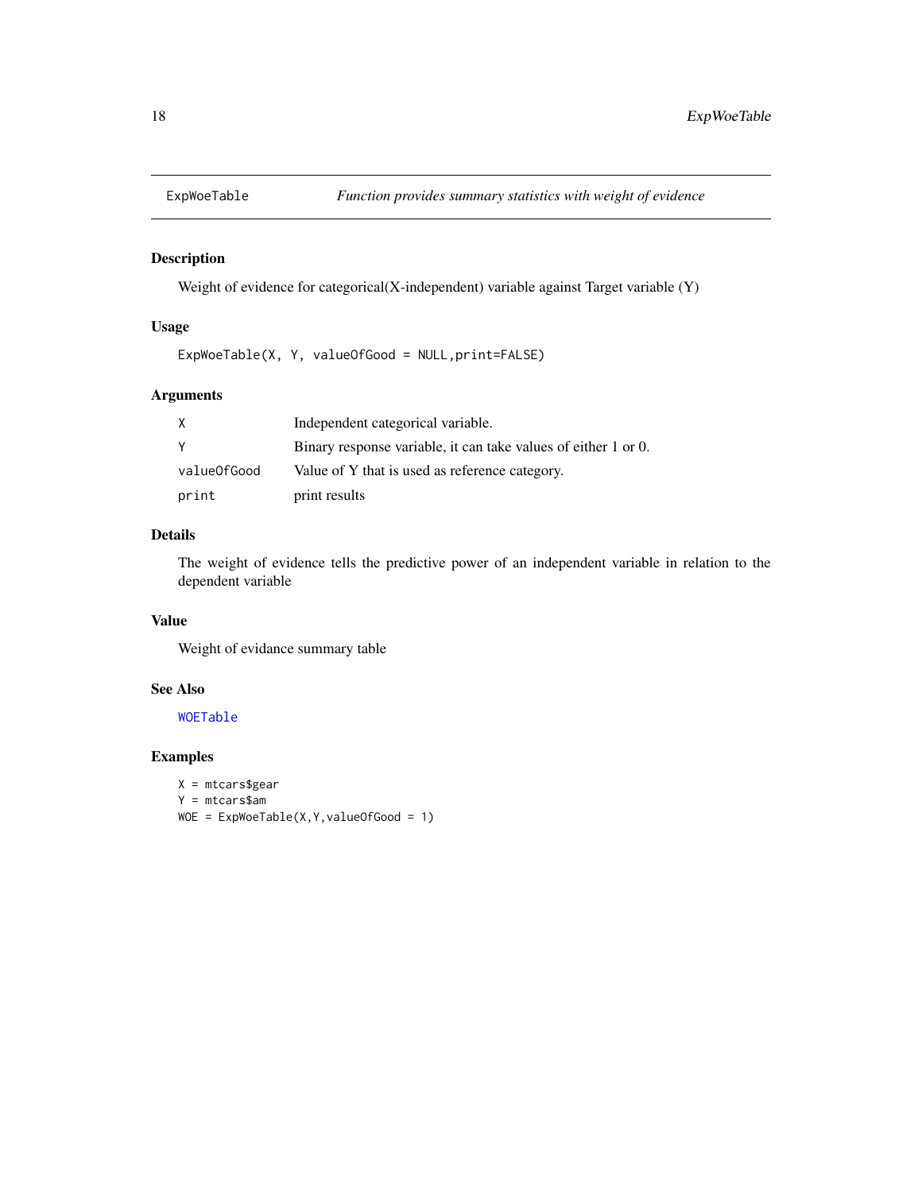## ExpWoeTable — *Function provides summary statistics with weight of evidence*

### Description

Weight of evidence for categorical(X-independent) variable against Target variable (Y)

### Usage

```
ExpWoeTable(X, Y, valueOfGood = NULL,print=FALSE)
```

### Arguments

| | |
|---|---|
| X | Independent categorical variable. |
| Y | Binary response variable, it can take values of either 1 or 0. |
| valueOfGood | Value of Y that is used as reference category. |
| print | print results |

### Details

The weight of evidence tells the predictive power of an independent variable in relation to the dependent variable

### Value

Weight of evidance summary table

### See Also

WOETable

### Examples

```
X = mtcars$gear
Y = mtcars$am
WOE = ExpWoeTable(X,Y,valueOfGood = 1)
```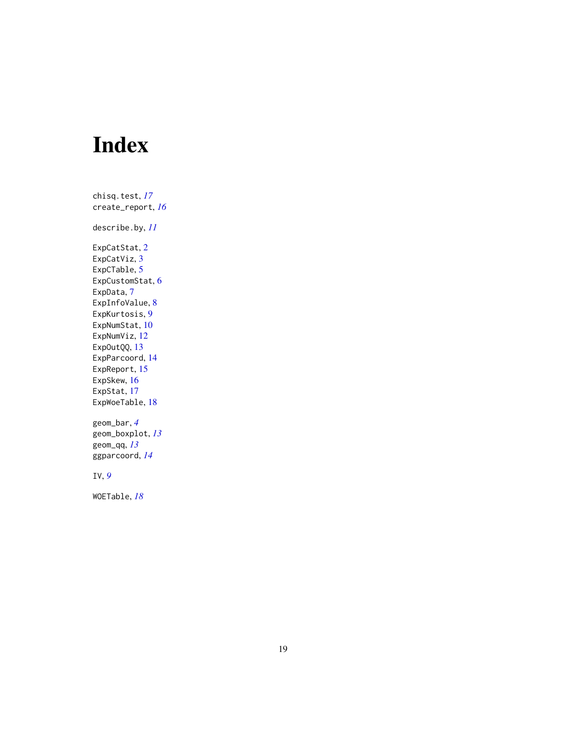# Index

chisq.test, *17*
create_report, *16*

describe.by, *11*

ExpCatStat, 2
ExpCatViz, 3
ExpCTable, 5
ExpCustomStat, 6
ExpData, 7
ExpInfoValue, 8
ExpKurtosis, 9
ExpNumStat, 10
ExpNumViz, 12
ExpOutQQ, 13
ExpParcoord, 14
ExpReport, 15
ExpSkew, 16
ExpStat, 17
ExpWoeTable, 18

geom_bar, *4*
geom_boxplot, *13*
geom_qq, *13*
ggparcoord, *14*

IV, *9*

WOETable, *18*